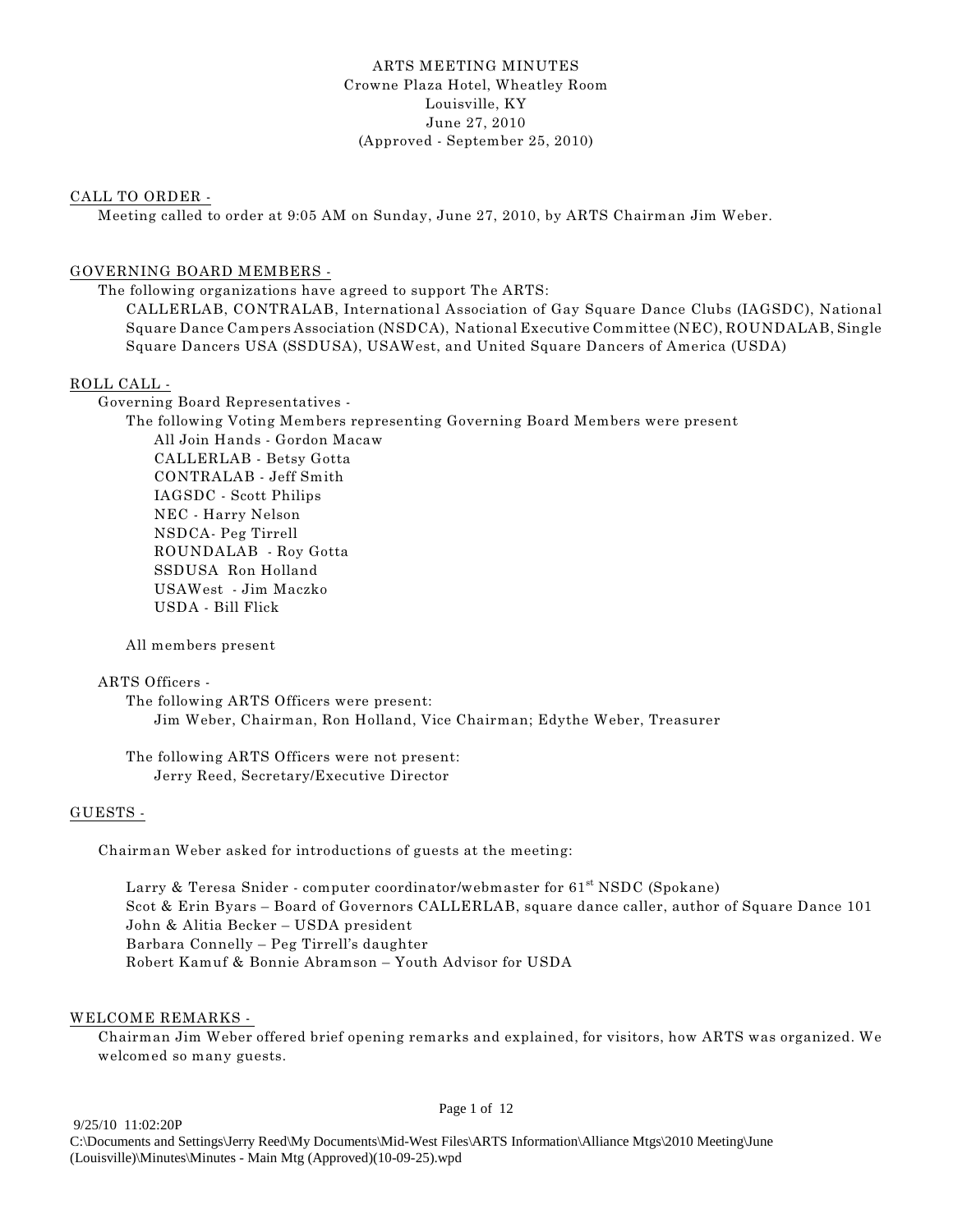ARTS MEETING MINUTES
Crowne Plaza Hotel, Wheatley Room
Louisville, KY
June 27, 2010
(Approved - September 25, 2010)

## CALL TO ORDER -

Meeting called to order at 9:05 AM on Sunday, June 27, 2010, by ARTS Chairman Jim Weber.

## GOVERNING BOARD MEMBERS -

The following organizations have agreed to support The ARTS:

CALLERLAB, CONTRALAB, International Association of Gay Square Dance Clubs (IAGSDC), National Square Dance Campers Association (NSDCA), National Executive Committee (NEC), ROUNDALAB, Single Square Dancers USA (SSDUSA), USAWest, and United Square Dancers of America (USDA)

## ROLL CALL -

Governing Board Representatives -

The following Voting Members representing Governing Board Members were present

- All Join Hands - Gordon Macaw
- CALLERLAB - Betsy Gotta
- CONTRALAB - Jeff Smith
- IAGSDC - Scott Philips
- NEC - Harry Nelson
- NSDCA- Peg Tirrell
- ROUNDALAB - Roy Gotta
- SSDUSA Ron Holland
- USAWest - Jim Maczko
- USDA - Bill Flick

All members present

ARTS Officers -

The following ARTS Officers were present:

Jim Weber, Chairman, Ron Holland, Vice Chairman; Edythe Weber, Treasurer

The following ARTS Officers were not present:

Jerry Reed, Secretary/Executive Director

## GUESTS -

Chairman Weber asked for introductions of guests at the meeting:

- Larry & Teresa Snider - computer coordinator/webmaster for 61st NSDC (Spokane)
- Scot & Erin Byars – Board of Governors CALLERLAB, square dance caller, author of Square Dance 101
- John & Alitia Becker – USDA president
- Barbara Connelly – Peg Tirrell's daughter
- Robert Kamuf & Bonnie Abramson – Youth Advisor for USDA

## WELCOME REMARKS -

Chairman Jim Weber offered brief opening remarks and explained, for visitors, how ARTS was organized. We welcomed so many guests.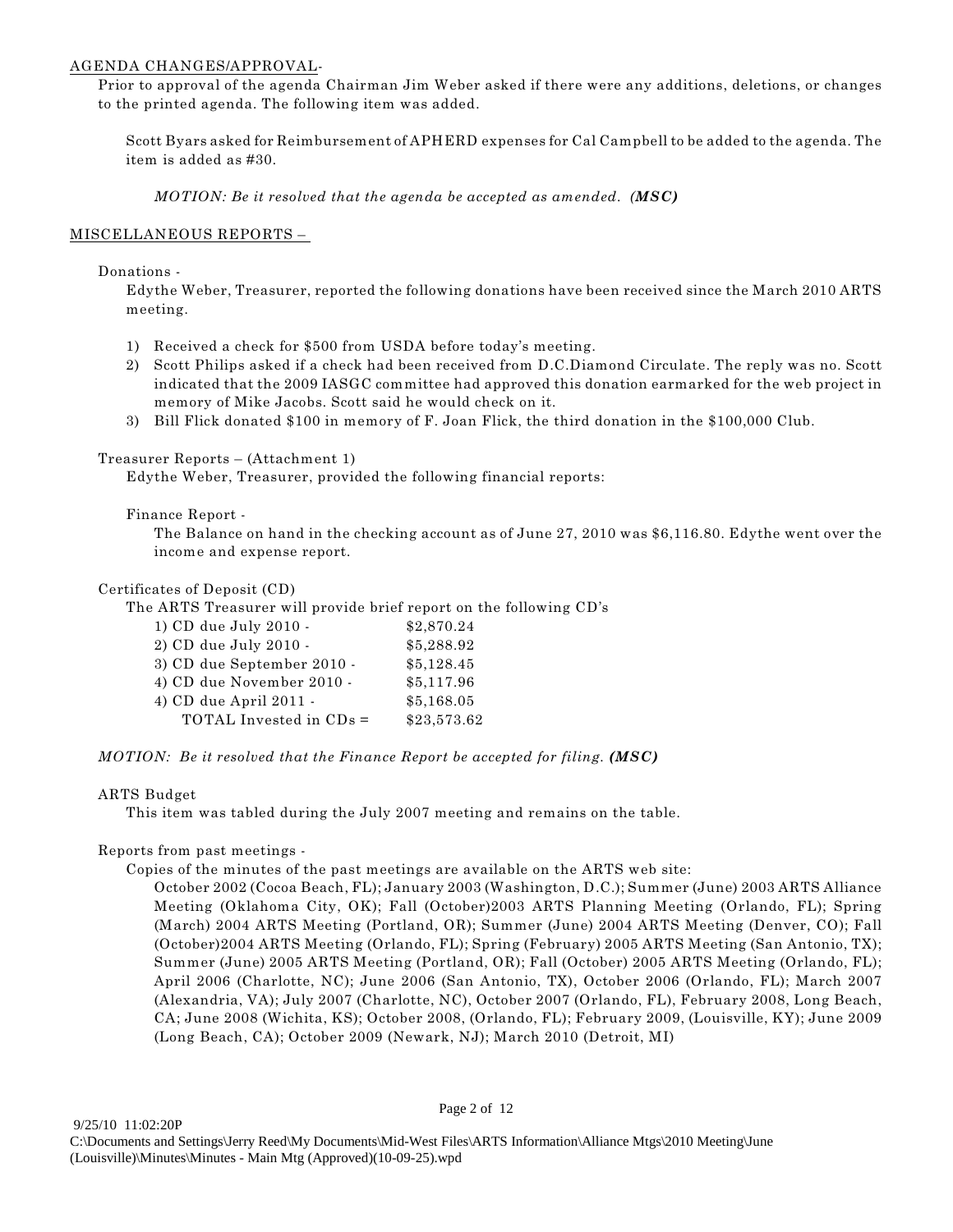AGENDA CHANGES/APPROVAL-

Prior to approval of the agenda Chairman Jim Weber asked if there were any additions, deletions, or changes to the printed agenda. The following item was added.

Scott Byars asked for Reimbursement of APHERD expenses for Cal Campbell to be added to the agenda. The item is added as #30.

*MOTION: Be it resolved that the agenda be accepted as amended.* ***(MSC)***

MISCELLANEOUS REPORTS –

Donations -

Edythe Weber, Treasurer, reported the following donations have been received since the March 2010 ARTS meeting.

1) Received a check for $500 from USDA before today's meeting.
2) Scott Philips asked if a check had been received from D.C.Diamond Circulate. The reply was no. Scott indicated that the 2009 IASGC committee had approved this donation earmarked for the web project in memory of Mike Jacobs. Scott said he would check on it.
3) Bill Flick donated $100 in memory of F. Joan Flick, the third donation in the $100,000 Club.

Treasurer Reports – (Attachment 1)

Edythe Weber, Treasurer, provided the following financial reports:

Finance Report -

The Balance on hand in the checking account as of June 27, 2010 was $6,116.80. Edythe went over the income and expense report.

Certificates of Deposit (CD)

The ARTS Treasurer will provide brief report on the following CD's

| | |
|---|---|
| 1) CD due July 2010 - | $2,870.24 |
| 2) CD due July 2010 - | $5,288.92 |
| 3) CD due September 2010 - | $5,128.45 |
| 4) CD due November 2010 - | $5,117.96 |
| 4) CD due April 2011 - | $5,168.05 |
| TOTAL Invested in CDs = | $23,573.62 |

*MOTION: Be it resolved that the Finance Report be accepted for filing.* ***(MSC)***

ARTS Budget

This item was tabled during the July 2007 meeting and remains on the table.

Reports from past meetings -

Copies of the minutes of the past meetings are available on the ARTS web site:

October 2002 (Cocoa Beach, FL); January 2003 (Washington, D.C.); Summer (June) 2003 ARTS Alliance Meeting (Oklahoma City, OK); Fall (October)2003 ARTS Planning Meeting (Orlando, FL); Spring (March) 2004 ARTS Meeting (Portland, OR); Summer (June) 2004 ARTS Meeting (Denver, CO); Fall (October)2004 ARTS Meeting (Orlando, FL); Spring (February) 2005 ARTS Meeting (San Antonio, TX); Summer (June) 2005 ARTS Meeting (Portland, OR); Fall (October) 2005 ARTS Meeting (Orlando, FL); April 2006 (Charlotte, NC); June 2006 (San Antonio, TX), October 2006 (Orlando, FL); March 2007 (Alexandria, VA); July 2007 (Charlotte, NC), October 2007 (Orlando, FL), February 2008, Long Beach, CA; June 2008 (Wichita, KS); October 2008, (Orlando, FL); February 2009, (Louisville, KY); June 2009 (Long Beach, CA); October 2009 (Newark, NJ); March 2010 (Detroit, MI)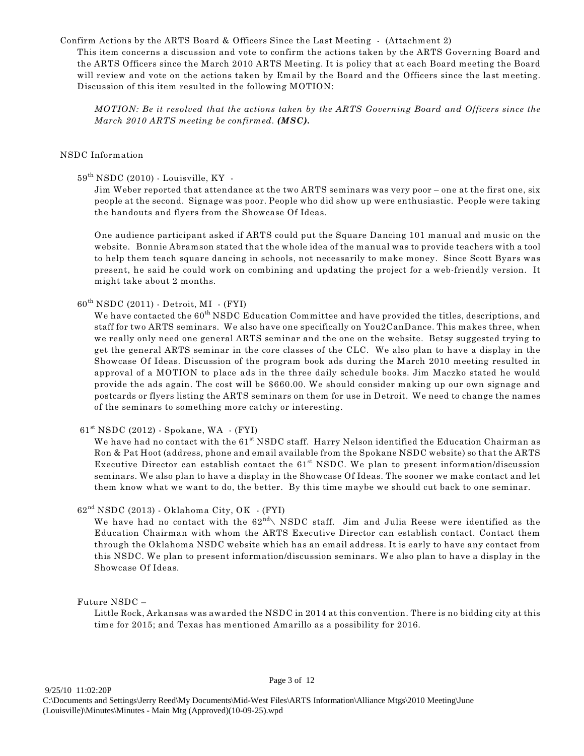Confirm Actions by the ARTS Board & Officers Since the Last Meeting - (Attachment 2)

This item concerns a discussion and vote to confirm the actions taken by the ARTS Governing Board and the ARTS Officers since the March 2010 ARTS Meeting. It is policy that at each Board meeting the Board will review and vote on the actions taken by Email by the Board and the Officers since the last meeting. Discussion of this item resulted in the following MOTION:

*MOTION: Be it resolved that the actions taken by the ARTS Governing Board and Officers since the March 2010 ARTS meeting be confirmed.* ***(MSC).***

NSDC Information

59th NSDC (2010) - Louisville, KY -

Jim Weber reported that attendance at the two ARTS seminars was very poor – one at the first one, six people at the second. Signage was poor. People who did show up were enthusiastic. People were taking the handouts and flyers from the Showcase Of Ideas.

One audience participant asked if ARTS could put the Square Dancing 101 manual and music on the website. Bonnie Abramson stated that the whole idea of the manual was to provide teachers with a tool to help them teach square dancing in schools, not necessarily to make money. Since Scott Byars was present, he said he could work on combining and updating the project for a web-friendly version. It might take about 2 months.

60th NSDC (2011) - Detroit, MI - (FYI)

We have contacted the 60th NSDC Education Committee and have provided the titles, descriptions, and staff for two ARTS seminars. We also have one specifically on You2CanDance. This makes three, when we really only need one general ARTS seminar and the one on the website. Betsy suggested trying to get the general ARTS seminar in the core classes of the CLC. We also plan to have a display in the Showcase Of Ideas. Discussion of the program book ads during the March 2010 meeting resulted in approval of a MOTION to place ads in the three daily schedule books. Jim Maczko stated he would provide the ads again. The cost will be $660.00. We should consider making up our own signage and postcards or flyers listing the ARTS seminars on them for use in Detroit. We need to change the names of the seminars to something more catchy or interesting.

61st NSDC (2012) - Spokane, WA - (FYI)

We have had no contact with the 61st NSDC staff. Harry Nelson identified the Education Chairman as Ron & Pat Hoot (address, phone and email available from the Spokane NSDC website) so that the ARTS Executive Director can establish contact the 61st NSDC. We plan to present information/discussion seminars. We also plan to have a display in the Showcase Of Ideas. The sooner we make contact and let them know what we want to do, the better. By this time maybe we should cut back to one seminar.

62nd NSDC (2013) - Oklahoma City, OK - (FYI)

We have had no contact with the 62nd\ NSDC staff. Jim and Julia Reese were identified as the Education Chairman with whom the ARTS Executive Director can establish contact. Contact them through the Oklahoma NSDC website which has an email address. It is early to have any contact from this NSDC. We plan to present information/discussion seminars. We also plan to have a display in the Showcase Of Ideas.

Future NSDC –

Little Rock, Arkansas was awarded the NSDC in 2014 at this convention. There is no bidding city at this time for 2015; and Texas has mentioned Amarillo as a possibility for 2016.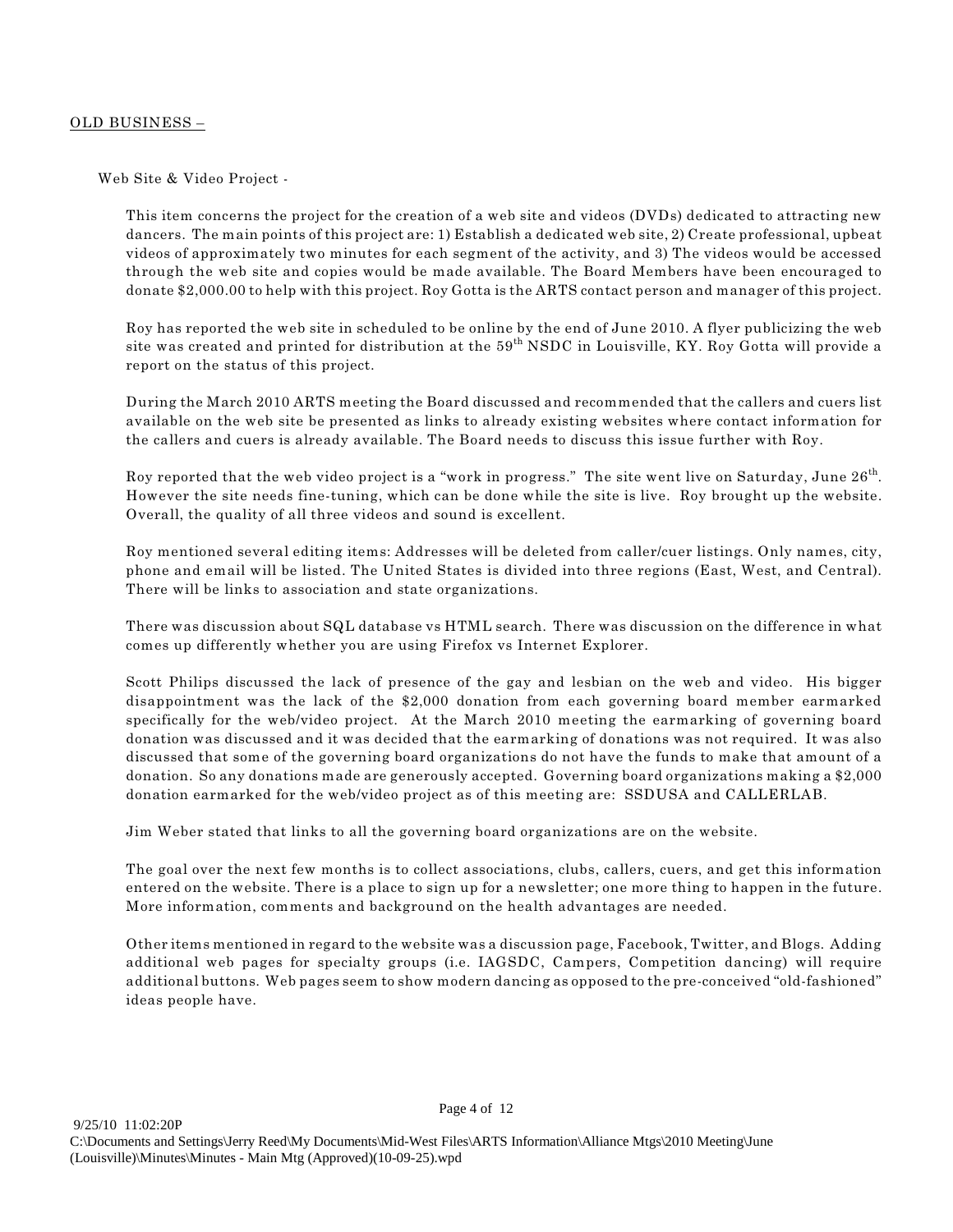<u>OLD BUSINESS –</u>

Web Site & Video Project -

This item concerns the project for the creation of a web site and videos (DVDs) dedicated to attracting new dancers. The main points of this project are: 1) Establish a dedicated web site, 2) Create professional, upbeat videos of approximately two minutes for each segment of the activity, and 3) The videos would be accessed through the web site and copies would be made available. The Board Members have been encouraged to donate $2,000.00 to help with this project. Roy Gotta is the ARTS contact person and manager of this project.

Roy has reported the web site in scheduled to be online by the end of June 2010. A flyer publicizing the web site was created and printed for distribution at the 59th NSDC in Louisville, KY. Roy Gotta will provide a report on the status of this project.

During the March 2010 ARTS meeting the Board discussed and recommended that the callers and cuers list available on the web site be presented as links to already existing websites where contact information for the callers and cuers is already available. The Board needs to discuss this issue further with Roy.

Roy reported that the web video project is a "work in progress." The site went live on Saturday, June 26th. However the site needs fine-tuning, which can be done while the site is live. Roy brought up the website. Overall, the quality of all three videos and sound is excellent.

Roy mentioned several editing items: Addresses will be deleted from caller/cuer listings. Only names, city, phone and email will be listed. The United States is divided into three regions (East, West, and Central). There will be links to association and state organizations.

There was discussion about SQL database vs HTML search. There was discussion on the difference in what comes up differently whether you are using Firefox vs Internet Explorer.

Scott Philips discussed the lack of presence of the gay and lesbian on the web and video. His bigger disappointment was the lack of the $2,000 donation from each governing board member earmarked specifically for the web/video project. At the March 2010 meeting the earmarking of governing board donation was discussed and it was decided that the earmarking of donations was not required. It was also discussed that some of the governing board organizations do not have the funds to make that amount of a donation. So any donations made are generously accepted. Governing board organizations making a $2,000 donation earmarked for the web/video project as of this meeting are: SSDUSA and CALLERLAB.

Jim Weber stated that links to all the governing board organizations are on the website.

The goal over the next few months is to collect associations, clubs, callers, cuers, and get this information entered on the website. There is a place to sign up for a newsletter; one more thing to happen in the future. More information, comments and background on the health advantages are needed.

Other items mentioned in regard to the website was a discussion page, Facebook, Twitter, and Blogs. Adding additional web pages for specialty groups (i.e. IAGSDC, Campers, Competition dancing) will require additional buttons. Web pages seem to show modern dancing as opposed to the pre-conceived "old-fashioned" ideas people have.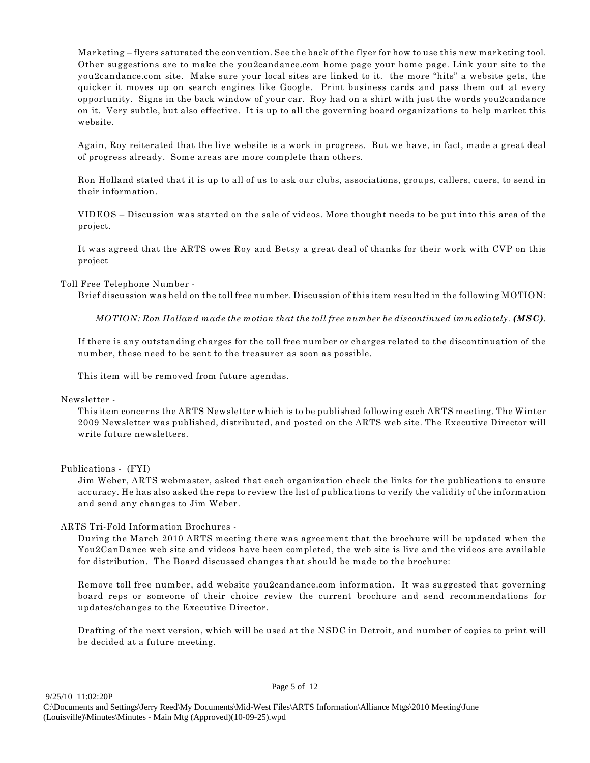Marketing – flyers saturated the convention. See the back of the flyer for how to use this new marketing tool. Other suggestions are to make the you2candance.com home page your home page. Link your site to the you2candance.com site. Make sure your local sites are linked to it. the more "hits" a website gets, the quicker it moves up on search engines like Google. Print business cards and pass them out at every opportunity. Signs in the back window of your car. Roy had on a shirt with just the words you2candance on it. Very subtle, but also effective. It is up to all the governing board organizations to help market this website.

Again, Roy reiterated that the live website is a work in progress. But we have, in fact, made a great deal of progress already. Some areas are more complete than others.

Ron Holland stated that it is up to all of us to ask our clubs, associations, groups, callers, cuers, to send in their information.

VIDEOS – Discussion was started on the sale of videos. More thought needs to be put into this area of the project.

It was agreed that the ARTS owes Roy and Betsy a great deal of thanks for their work with CVP on this project

Toll Free Telephone Number -

Brief discussion was held on the toll free number. Discussion of this item resulted in the following MOTION:

*MOTION: Ron Holland made the motion that the toll free number be discontinued immediately. **(MSC)**.*

If there is any outstanding charges for the toll free number or charges related to the discontinuation of the number, these need to be sent to the treasurer as soon as possible.

This item will be removed from future agendas.

Newsletter -

This item concerns the ARTS Newsletter which is to be published following each ARTS meeting. The Winter 2009 Newsletter was published, distributed, and posted on the ARTS web site. The Executive Director will write future newsletters.

Publications - (FYI)

Jim Weber, ARTS webmaster, asked that each organization check the links for the publications to ensure accuracy. He has also asked the reps to review the list of publications to verify the validity of the information and send any changes to Jim Weber.

ARTS Tri-Fold Information Brochures -

During the March 2010 ARTS meeting there was agreement that the brochure will be updated when the You2CanDance web site and videos have been completed, the web site is live and the videos are available for distribution. The Board discussed changes that should be made to the brochure:

Remove toll free number, add website you2candance.com information. It was suggested that governing board reps or someone of their choice review the current brochure and send recommendations for updates/changes to the Executive Director.

Drafting of the next version, which will be used at the NSDC in Detroit, and number of copies to print will be decided at a future meeting.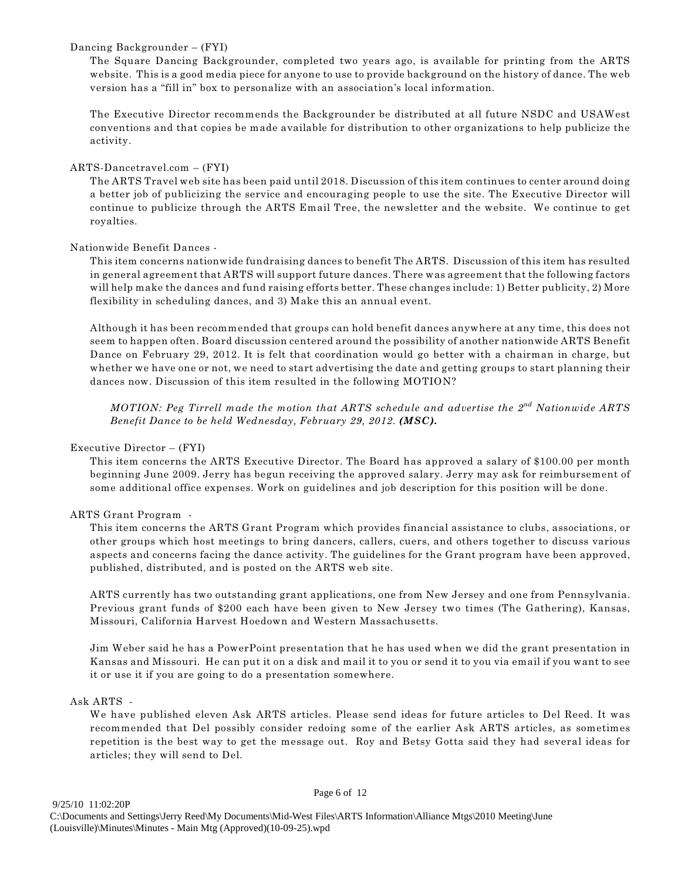Dancing Backgrounder – (FYI)

The Square Dancing Backgrounder, completed two years ago, is available for printing from the ARTS website. This is a good media piece for anyone to use to provide background on the history of dance. The web version has a "fill in" box to personalize with an association's local information.

The Executive Director recommends the Backgrounder be distributed at all future NSDC and USAWest conventions and that copies be made available for distribution to other organizations to help publicize the activity.

ARTS-Dancetravel.com – (FYI)

The ARTS Travel web site has been paid until 2018. Discussion of this item continues to center around doing a better job of publicizing the service and encouraging people to use the site. The Executive Director will continue to publicize through the ARTS Email Tree, the newsletter and the website. We continue to get royalties.

Nationwide Benefit Dances -

This item concerns nationwide fundraising dances to benefit The ARTS. Discussion of this item has resulted in general agreement that ARTS will support future dances. There was agreement that the following factors will help make the dances and fund raising efforts better. These changes include: 1) Better publicity, 2) More flexibility in scheduling dances, and 3) Make this an annual event.

Although it has been recommended that groups can hold benefit dances anywhere at any time, this does not seem to happen often. Board discussion centered around the possibility of another nationwide ARTS Benefit Dance on February 29, 2012. It is felt that coordination would go better with a chairman in charge, but whether we have one or not, we need to start advertising the date and getting groups to start planning their dances now. Discussion of this item resulted in the following MOTION?

> *MOTION: Peg Tirrell made the motion that ARTS schedule and advertise the 2nd Nationwide ARTS Benefit Dance to be held Wednesday, February 29, 2012.* ***(MSC).***

Executive Director – (FYI)

This item concerns the ARTS Executive Director. The Board has approved a salary of $100.00 per month beginning June 2009. Jerry has begun receiving the approved salary. Jerry may ask for reimbursement of some additional office expenses. Work on guidelines and job description for this position will be done.

ARTS Grant Program -

This item concerns the ARTS Grant Program which provides financial assistance to clubs, associations, or other groups which host meetings to bring dancers, callers, cuers, and others together to discuss various aspects and concerns facing the dance activity. The guidelines for the Grant program have been approved, published, distributed, and is posted on the ARTS web site.

ARTS currently has two outstanding grant applications, one from New Jersey and one from Pennsylvania. Previous grant funds of $200 each have been given to New Jersey two times (The Gathering), Kansas, Missouri, California Harvest Hoedown and Western Massachusetts.

Jim Weber said he has a PowerPoint presentation that he has used when we did the grant presentation in Kansas and Missouri. He can put it on a disk and mail it to you or send it to you via email if you want to see it or use it if you are going to do a presentation somewhere.

Ask ARTS -

We have published eleven Ask ARTS articles. Please send ideas for future articles to Del Reed. It was recommended that Del possibly consider redoing some of the earlier Ask ARTS articles, as sometimes repetition is the best way to get the message out. Roy and Betsy Gotta said they had several ideas for articles; they will send to Del.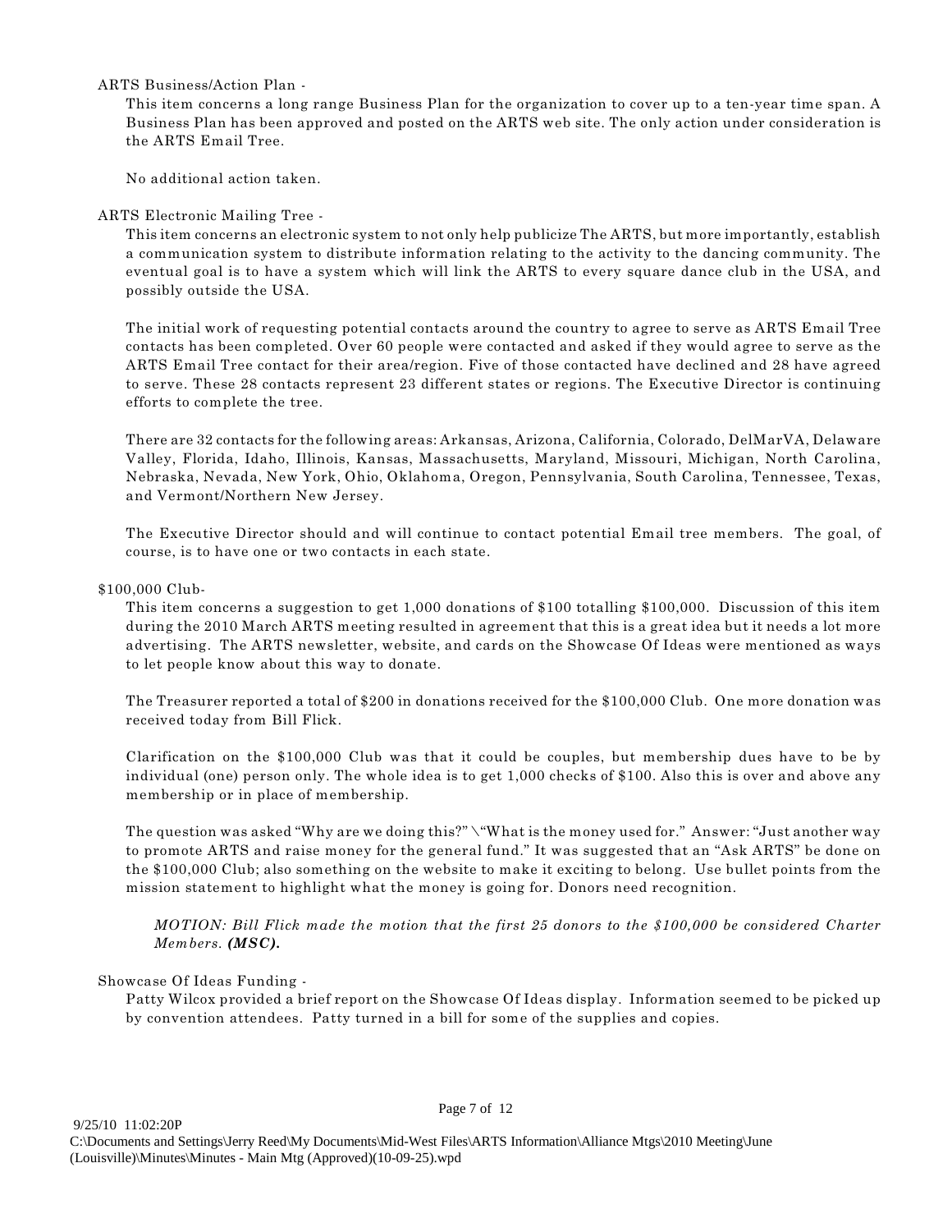ARTS Business/Action Plan -

This item concerns a long range Business Plan for the organization to cover up to a ten-year time span. A Business Plan has been approved and posted on the ARTS web site. The only action under consideration is the ARTS Email Tree.

No additional action taken.

ARTS Electronic Mailing Tree -

This item concerns an electronic system to not only help publicize The ARTS, but more importantly, establish a communication system to distribute information relating to the activity to the dancing community. The eventual goal is to have a system which will link the ARTS to every square dance club in the USA, and possibly outside the USA.

The initial work of requesting potential contacts around the country to agree to serve as ARTS Email Tree contacts has been completed. Over 60 people were contacted and asked if they would agree to serve as the ARTS Email Tree contact for their area/region. Five of those contacted have declined and 28 have agreed to serve. These 28 contacts represent 23 different states or regions. The Executive Director is continuing efforts to complete the tree.

There are 32 contacts for the following areas: Arkansas, Arizona, California, Colorado, DelMarVA, Delaware Valley, Florida, Idaho, Illinois, Kansas, Massachusetts, Maryland, Missouri, Michigan, North Carolina, Nebraska, Nevada, New York, Ohio, Oklahoma, Oregon, Pennsylvania, South Carolina, Tennessee, Texas, and Vermont/Northern New Jersey.

The Executive Director should and will continue to contact potential Email tree members. The goal, of course, is to have one or two contacts in each state.

$100,000 Club-

This item concerns a suggestion to get 1,000 donations of $100 totalling $100,000. Discussion of this item during the 2010 March ARTS meeting resulted in agreement that this is a great idea but it needs a lot more advertising. The ARTS newsletter, website, and cards on the Showcase Of Ideas were mentioned as ways to let people know about this way to donate.

The Treasurer reported a total of $200 in donations received for the $100,000 Club. One more donation was received today from Bill Flick.

Clarification on the $100,000 Club was that it could be couples, but membership dues have to be by individual (one) person only. The whole idea is to get 1,000 checks of $100. Also this is over and above any membership or in place of membership.

The question was asked "Why are we doing this?" \"What is the money used for." Answer: "Just another way to promote ARTS and raise money for the general fund." It was suggested that an "Ask ARTS" be done on the $100,000 Club; also something on the website to make it exciting to belong. Use bullet points from the mission statement to highlight what the money is going for. Donors need recognition.

*MOTION: Bill Flick made the motion that the first 25 donors to the $100,000 be considered Charter Members.* ***(MSC).***

Showcase Of Ideas Funding -

Patty Wilcox provided a brief report on the Showcase Of Ideas display. Information seemed to be picked up by convention attendees. Patty turned in a bill for some of the supplies and copies.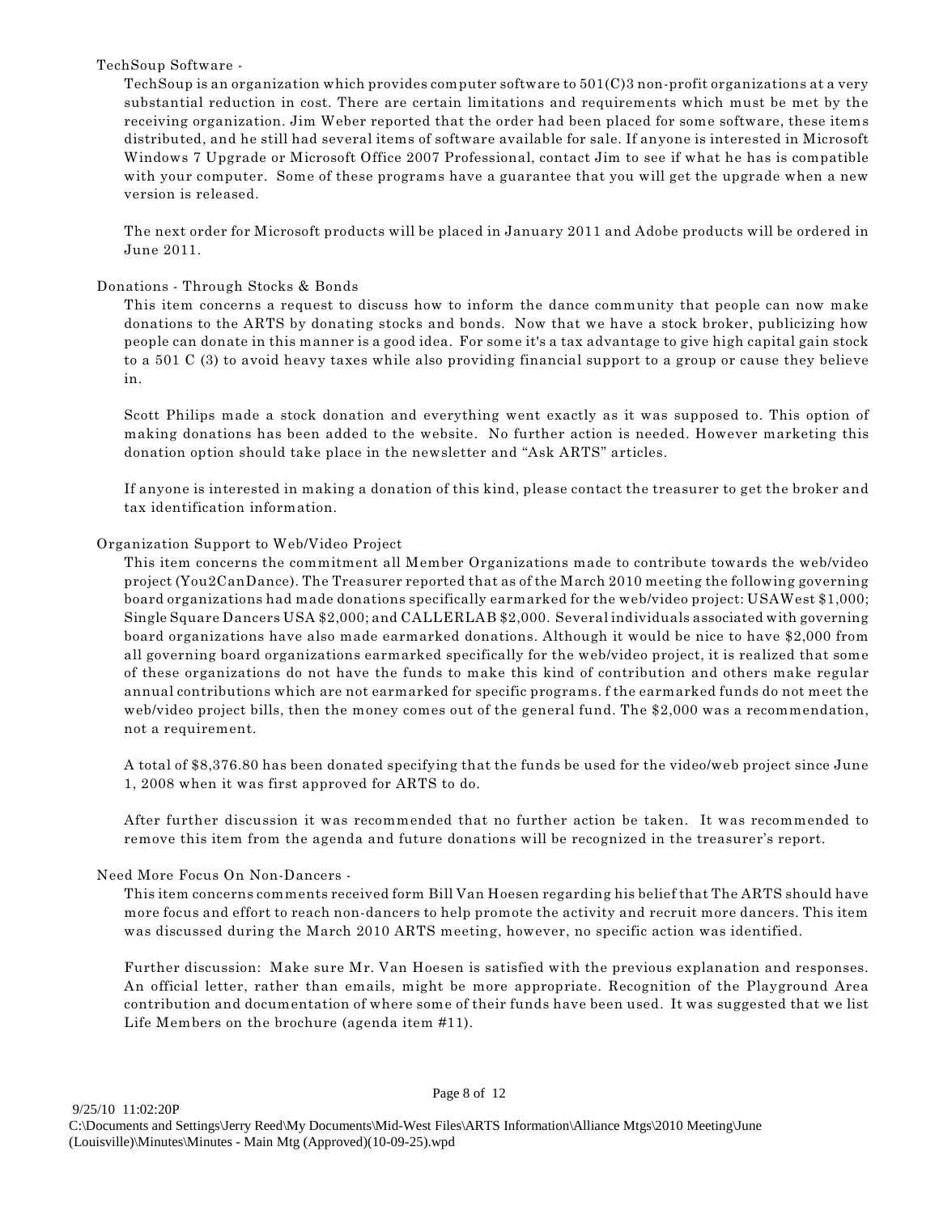TechSoup Software -

TechSoup is an organization which provides computer software to 501(C)3 non-profit organizations at a very substantial reduction in cost. There are certain limitations and requirements which must be met by the receiving organization. Jim Weber reported that the order had been placed for some software, these items distributed, and he still had several items of software available for sale. If anyone is interested in Microsoft Windows 7 Upgrade or Microsoft Office 2007 Professional, contact Jim to see if what he has is compatible with your computer. Some of these programs have a guarantee that you will get the upgrade when a new version is released.

The next order for Microsoft products will be placed in January 2011 and Adobe products will be ordered in June 2011.

Donations - Through Stocks & Bonds

This item concerns a request to discuss how to inform the dance community that people can now make donations to the ARTS by donating stocks and bonds. Now that we have a stock broker, publicizing how people can donate in this manner is a good idea. For some it's a tax advantage to give high capital gain stock to a 501 C (3) to avoid heavy taxes while also providing financial support to a group or cause they believe in.

Scott Philips made a stock donation and everything went exactly as it was supposed to. This option of making donations has been added to the website. No further action is needed. However marketing this donation option should take place in the newsletter and "Ask ARTS" articles.

If anyone is interested in making a donation of this kind, please contact the treasurer to get the broker and tax identification information.

Organization Support to Web/Video Project

This item concerns the commitment all Member Organizations made to contribute towards the web/video project (You2CanDance). The Treasurer reported that as of the March 2010 meeting the following governing board organizations had made donations specifically earmarked for the web/video project: USAWest $1,000; Single Square Dancers USA $2,000; and CALLERLAB $2,000. Several individuals associated with governing board organizations have also made earmarked donations. Although it would be nice to have $2,000 from all governing board organizations earmarked specifically for the web/video project, it is realized that some of these organizations do not have the funds to make this kind of contribution and others make regular annual contributions which are not earmarked for specific programs. f the earmarked funds do not meet the web/video project bills, then the money comes out of the general fund. The $2,000 was a recommendation, not a requirement.

A total of $8,376.80 has been donated specifying that the funds be used for the video/web project since June 1, 2008 when it was first approved for ARTS to do.

After further discussion it was recommended that no further action be taken. It was recommended to remove this item from the agenda and future donations will be recognized in the treasurer's report.

Need More Focus On Non-Dancers -

This item concerns comments received form Bill Van Hoesen regarding his belief that The ARTS should have more focus and effort to reach non-dancers to help promote the activity and recruit more dancers. This item was discussed during the March 2010 ARTS meeting, however, no specific action was identified.

Further discussion: Make sure Mr. Van Hoesen is satisfied with the previous explanation and responses. An official letter, rather than emails, might be more appropriate. Recognition of the Playground Area contribution and documentation of where some of their funds have been used. It was suggested that we list Life Members on the brochure (agenda item #11).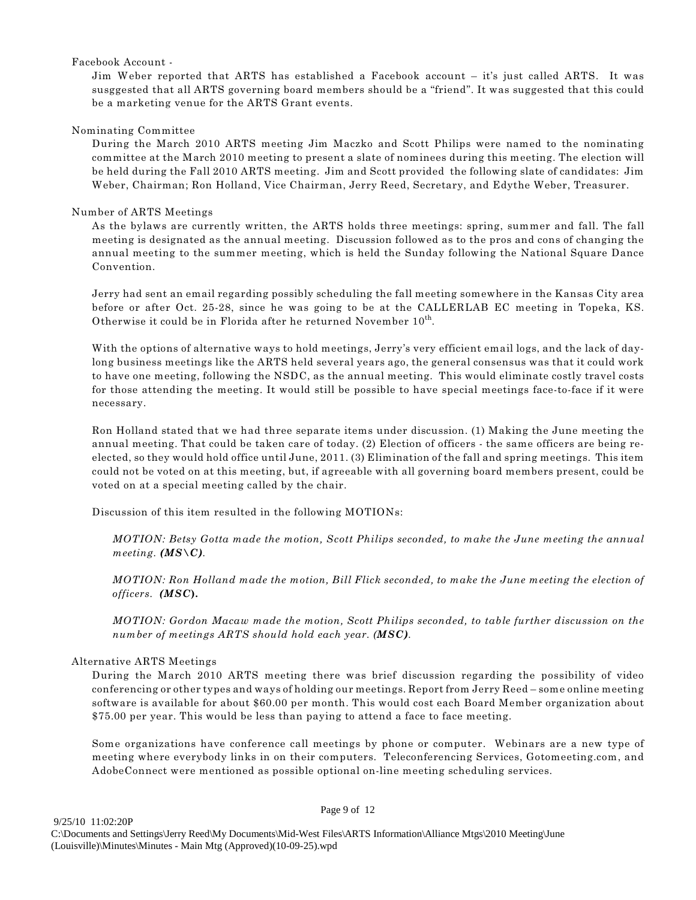Facebook Account -

Jim Weber reported that ARTS has established a Facebook account – it's just called ARTS. It was susggested that all ARTS governing board members should be a "friend". It was suggested that this could be a marketing venue for the ARTS Grant events.

Nominating Committee

During the March 2010 ARTS meeting Jim Maczko and Scott Philips were named to the nominating committee at the March 2010 meeting to present a slate of nominees during this meeting. The election will be held during the Fall 2010 ARTS meeting. Jim and Scott provided the following slate of candidates: Jim Weber, Chairman; Ron Holland, Vice Chairman, Jerry Reed, Secretary, and Edythe Weber, Treasurer.

Number of ARTS Meetings

As the bylaws are currently written, the ARTS holds three meetings: spring, summer and fall. The fall meeting is designated as the annual meeting. Discussion followed as to the pros and cons of changing the annual meeting to the summer meeting, which is held the Sunday following the National Square Dance Convention.

Jerry had sent an email regarding possibly scheduling the fall meeting somewhere in the Kansas City area before or after Oct. 25-28, since he was going to be at the CALLERLAB EC meeting in Topeka, KS. Otherwise it could be in Florida after he returned November 10th.

With the options of alternative ways to hold meetings, Jerry's very efficient email logs, and the lack of day-long business meetings like the ARTS held several years ago, the general consensus was that it could work to have one meeting, following the NSDC, as the annual meeting. This would eliminate costly travel costs for those attending the meeting. It would still be possible to have special meetings face-to-face if it were necessary.

Ron Holland stated that we had three separate items under discussion. (1) Making the June meeting the annual meeting. That could be taken care of today. (2) Election of officers - the same officers are being re-elected, so they would hold office until June, 2011. (3) Elimination of the fall and spring meetings. This item could not be voted on at this meeting, but, if agreeable with all governing board members present, could be voted on at a special meeting called by the chair.

Discussion of this item resulted in the following MOTIONs:

> *MOTION: Betsy Gotta made the motion, Scott Philips seconded, to make the June meeting the annual meeting.* ***(MS\C)***.
>
> *MOTION: Ron Holland made the motion, Bill Flick seconded, to make the June meeting the election of officers.* ***(MSC)***.
>
> *MOTION: Gordon Macaw made the motion, Scott Philips seconded, to table further discussion on the number of meetings ARTS should hold each year.* ***(MSC)***.

Alternative ARTS Meetings

During the March 2010 ARTS meeting there was brief discussion regarding the possibility of video conferencing or other types and ways of holding our meetings. Report from Jerry Reed – some online meeting software is available for about $60.00 per month. This would cost each Board Member organization about $75.00 per year. This would be less than paying to attend a face to face meeting.

Some organizations have conference call meetings by phone or computer. Webinars are a new type of meeting where everybody links in on their computers. Teleconferencing Services, Gotomeeting.com, and AdobeConnect were mentioned as possible optional on-line meeting scheduling services.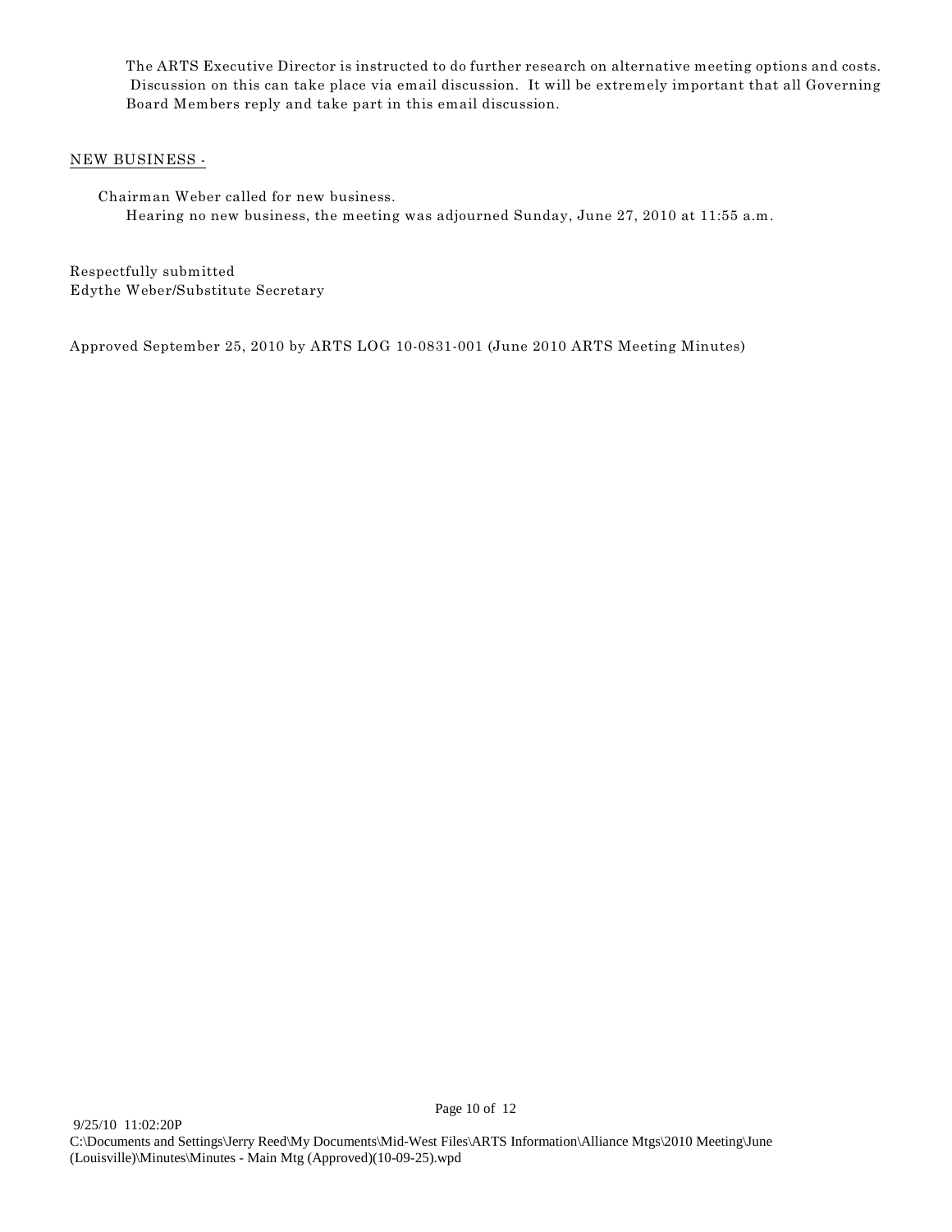The ARTS Executive Director is instructed to do further research on alternative meeting options and costs. Discussion on this can take place via email discussion. It will be extremely important that all Governing Board Members reply and take part in this email discussion.

NEW BUSINESS -

Chairman Weber called for new business.
Hearing no new business, the meeting was adjourned Sunday, June 27, 2010 at 11:55 a.m.

Respectfully submitted
Edythe Weber/Substitute Secretary

Approved September 25, 2010 by ARTS LOG 10-0831-001 (June 2010 ARTS Meeting Minutes)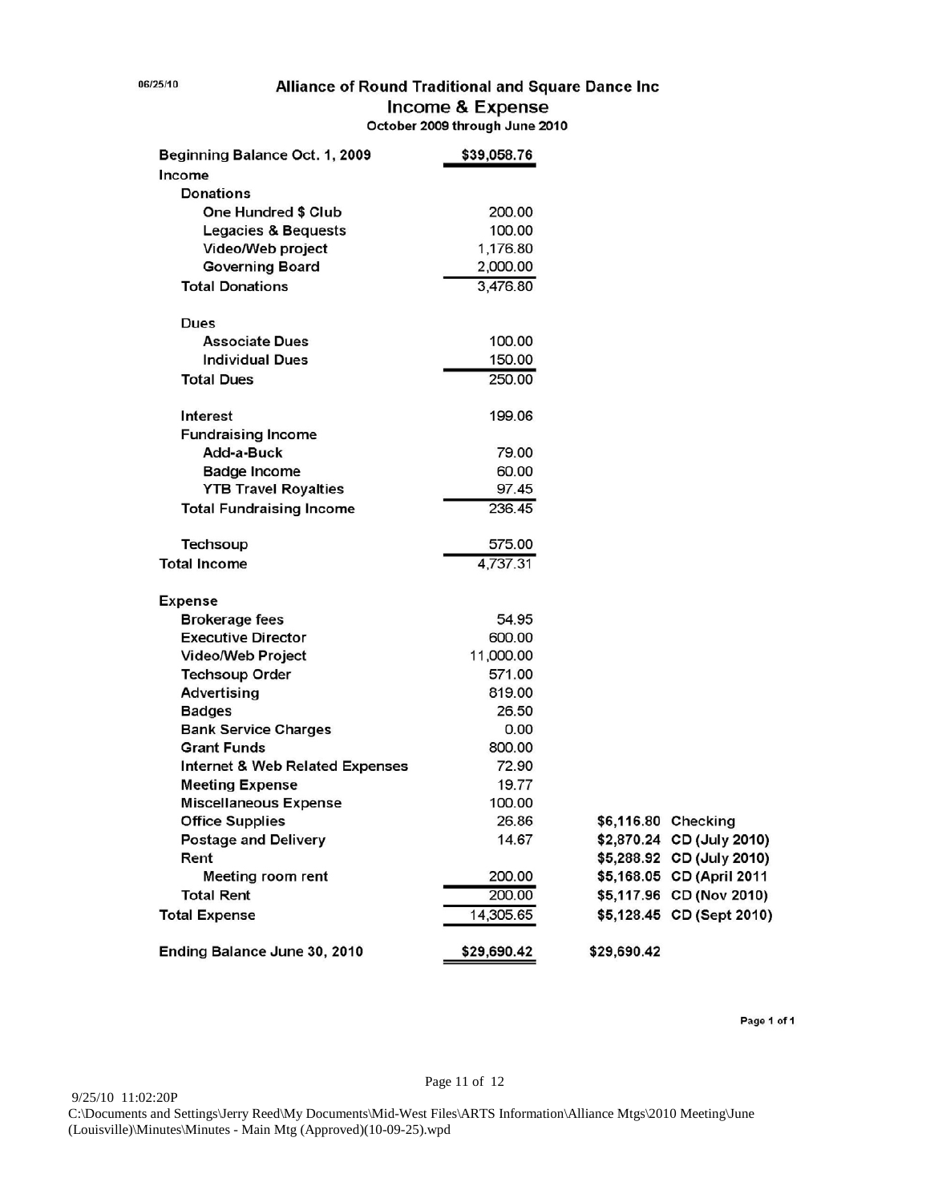06/25/10

# Alliance of Round Traditional and Square Dance Inc

## Income & Expense

### October 2009 through June 2010

| | | | |
|---|---|---|---|
| **Beginning Balance Oct. 1, 2009** | **$39,058.76** | | |
| **Income** | | | |
| Donations | | | |
| One Hundred $ Club | 200.00 | | |
| Legacies & Bequests | 100.00 | | |
| Video/Web project | 1,176.80 | | |
| Governing Board | 2,000.00 | | |
| **Total Donations** | 3,476.80 | | |
| Dues | | | |
| Associate Dues | 100.00 | | |
| Individual Dues | 150.00 | | |
| **Total Dues** | 250.00 | | |
| Interest | 199.06 | | |
| Fundraising Income | | | |
| Add-a-Buck | 79.00 | | |
| Badge Income | 60.00 | | |
| YTB Travel Royalties | 97.45 | | |
| **Total Fundraising Income** | 236.45 | | |
| Techsoup | 575.00 | | |
| **Total Income** | 4,737.31 | | |
| **Expense** | | | |
| Brokerage fees | 54.95 | | |
| Executive Director | 600.00 | | |
| Video/Web Project | 11,000.00 | | |
| Techsoup Order | 571.00 | | |
| Advertising | 819.00 | | |
| Badges | 26.50 | | |
| Bank Service Charges | 0.00 | | |
| Grant Funds | 800.00 | | |
| Internet & Web Related Expenses | 72.90 | | |
| Meeting Expense | 19.77 | | |
| Miscellaneous Expense | 100.00 | | |
| Office Supplies | 26.86 | $6,116.80 | Checking |
| Postage and Delivery | 14.67 | $2,870.24 | CD (July 2010) |
| Rent | | $5,288.92 | CD (July 2010) |
| Meeting room rent | 200.00 | $5,168.05 | CD (April 2011 |
| **Total Rent** | 200.00 | $5,117.96 | CD (Nov 2010) |
| **Total Expense** | 14,305.65 | $5,128.45 | CD (Sept 2010) |
| **Ending Balance June 30, 2010** | **$29,690.42** | $29,690.42 | |

Page 1 of 1

9/25/10 11:02:20P
C:\Documents and Settings\Jerry Reed\My Documents\Mid-West Files\ARTS Information\Alliance Mtgs\2010 Meeting\June (Louisville)\Minutes\Minutes - Main Mtg (Approved)(10-09-25).wpd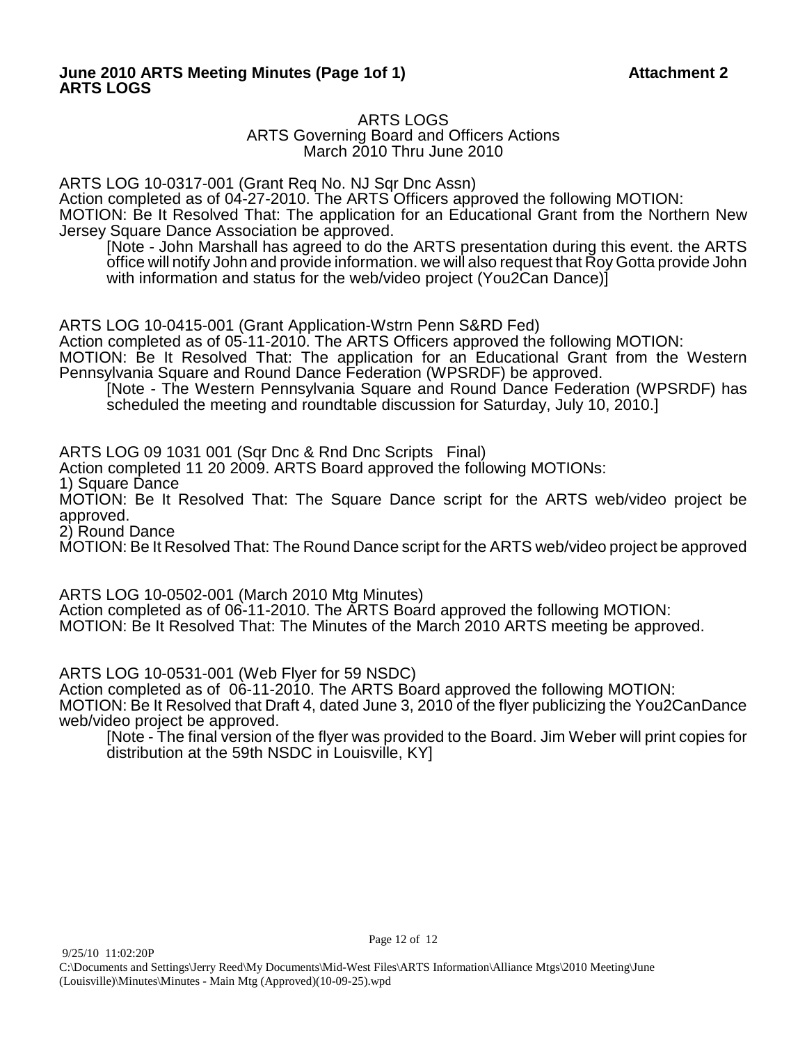**June 2010 ARTS Meeting Minutes (Page 1of 1)** **Attachment 2**
**ARTS LOGS**

ARTS LOGS
ARTS Governing Board and Officers Actions
March 2010 Thru June 2010

ARTS LOG 10-0317-001 (Grant Req No. NJ Sqr Dnc Assn)
Action completed as of 04-27-2010. The ARTS Officers approved the following MOTION:
MOTION: Be It Resolved That: The application for an Educational Grant from the Northern New Jersey Square Dance Association be approved.

[Note - John Marshall has agreed to do the ARTS presentation during this event. the ARTS office will notify John and provide information. we will also request that Roy Gotta provide John with information and status for the web/video project (You2Can Dance)]

ARTS LOG 10-0415-001 (Grant Application-Wstrn Penn S&RD Fed)
Action completed as of 05-11-2010. The ARTS Officers approved the following MOTION:
MOTION: Be It Resolved That: The application for an Educational Grant from the Western Pennsylvania Square and Round Dance Federation (WPSRDF) be approved.

[Note - The Western Pennsylvania Square and Round Dance Federation (WPSRDF) has scheduled the meeting and roundtable discussion for Saturday, July 10, 2010.]

ARTS LOG 09 1031 001 (Sqr Dnc & Rnd Dnc Scripts Final)
Action completed 11 20 2009. ARTS Board approved the following MOTIONs:
1) Square Dance
MOTION: Be It Resolved That: The Square Dance script for the ARTS web/video project be approved.
2) Round Dance
MOTION: Be It Resolved That: The Round Dance script for the ARTS web/video project be approved

ARTS LOG 10-0502-001 (March 2010 Mtg Minutes)
Action completed as of 06-11-2010. The ARTS Board approved the following MOTION:
MOTION: Be It Resolved That: The Minutes of the March 2010 ARTS meeting be approved.

ARTS LOG 10-0531-001 (Web Flyer for 59 NSDC)
Action completed as of 06-11-2010. The ARTS Board approved the following MOTION:
MOTION: Be It Resolved that Draft 4, dated June 3, 2010 of the flyer publicizing the You2CanDance web/video project be approved.

[Note - The final version of the flyer was provided to the Board. Jim Weber will print copies for distribution at the 59th NSDC in Louisville, KY]